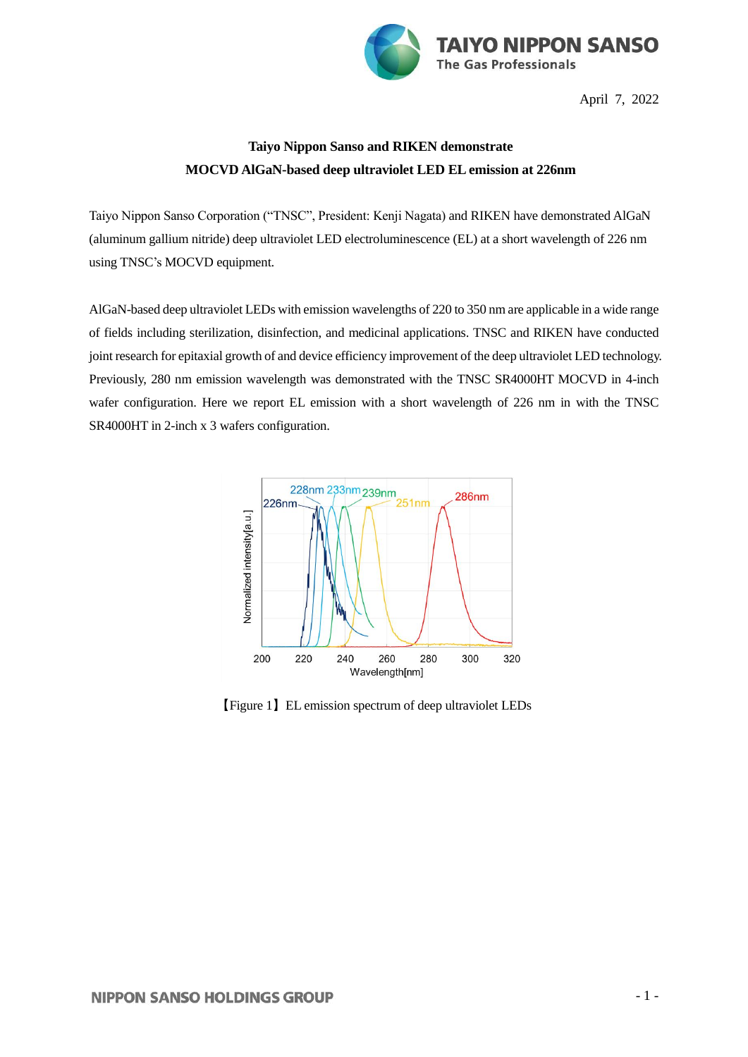**TAIYO NIPPON SANSO**
The Gas Professionals

April 7, 2022

## Taiyo Nippon Sanso and RIKEN demonstrate MOCVD AlGaN-based deep ultraviolet LED EL emission at 226nm

Taiyo Nippon Sanso Corporation ("TNSC", President: Kenji Nagata) and RIKEN have demonstrated AlGaN (aluminum gallium nitride) deep ultraviolet LED electroluminescence (EL) at a short wavelength of 226 nm using TNSC's MOCVD equipment.

AlGaN-based deep ultraviolet LEDs with emission wavelengths of 220 to 350 nm are applicable in a wide range of fields including sterilization, disinfection, and medicinal applications. TNSC and RIKEN have conducted joint research for epitaxial growth of and device efficiency improvement of the deep ultraviolet LED technology. Previously, 280 nm emission wavelength was demonstrated with the TNSC SR4000HT MOCVD in 4-inch wafer configuration. Here we report EL emission with a short wavelength of 226 nm in with the TNSC SR4000HT in 2-inch x 3 wafers configuration.

【Figure 1】EL emission spectrum of deep ultraviolet LEDs

NIPPON SANSO HOLDINGS GROUP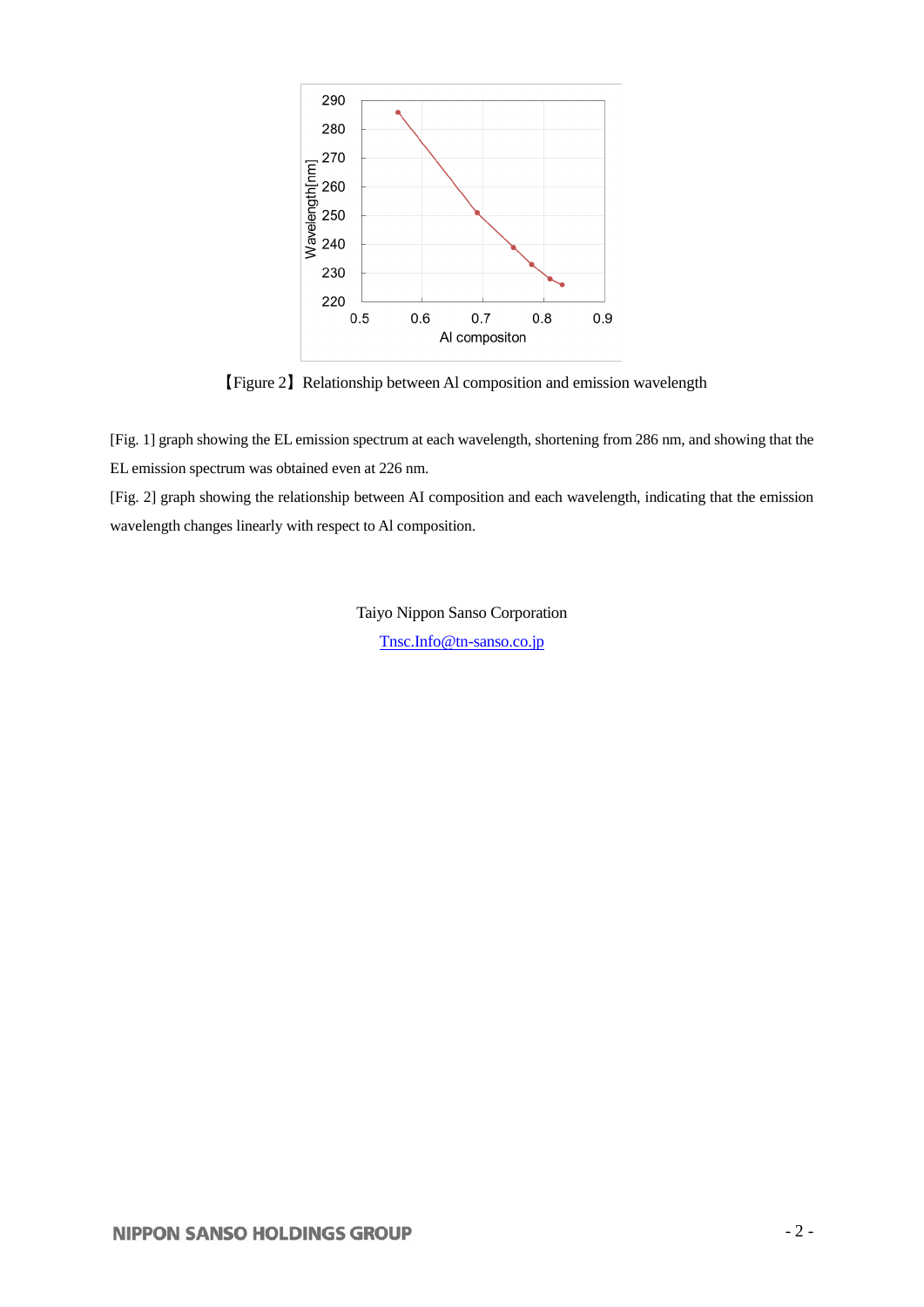290
280
270
260
250
240
230
220
Wavelength[nm]
0.5 0.6 0.7 0.8 0.9
Al compositon

【Figure 2】Relationship between Al composition and emission wavelength

[Fig. 1] graph showing the EL emission spectrum at each wavelength, shortening from 286 nm, and showing that the EL emission spectrum was obtained even at 226 nm.

[Fig. 2] graph showing the relationship between AI composition and each wavelength, indicating that the emission wavelength changes linearly with respect to Al composition.

Taiyo Nippon Sanso Corporation

Tnsc.Info@tn-sanso.co.jp

NIPPON SANSO HOLDINGS GROUP